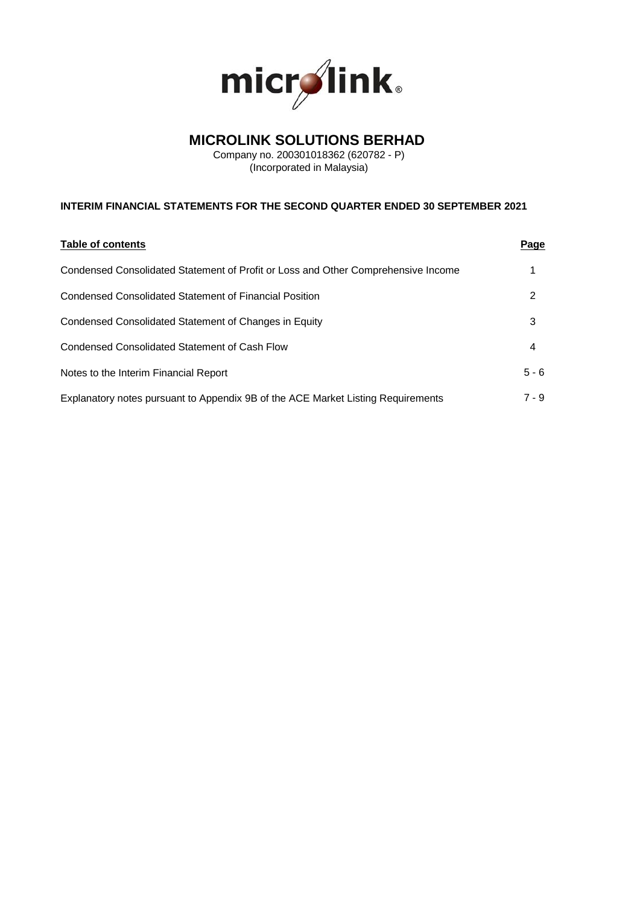# MICROLINK SOLUTIONS BERHAD

Company no. 200301018362 (620782 - P)
(Incorporated in Malaysia)

**INTERIM FINANCIAL STATEMENTS FOR THE SECOND QUARTER ENDED 30 SEPTEMBER 2021**

| Table of contents | Page |
| --- | --- |
| Condensed Consolidated Statement of Profit or Loss and Other Comprehensive Income | 1 |
| Condensed Consolidated Statement of Financial Position | 2 |
| Condensed Consolidated Statement of Changes in Equity | 3 |
| Condensed Consolidated Statement of Cash Flow | 4 |
| Notes to the Interim Financial Report | 5 - 6 |
| Explanatory notes pursuant to Appendix 9B of the ACE Market Listing Requirements | 7 - 9 |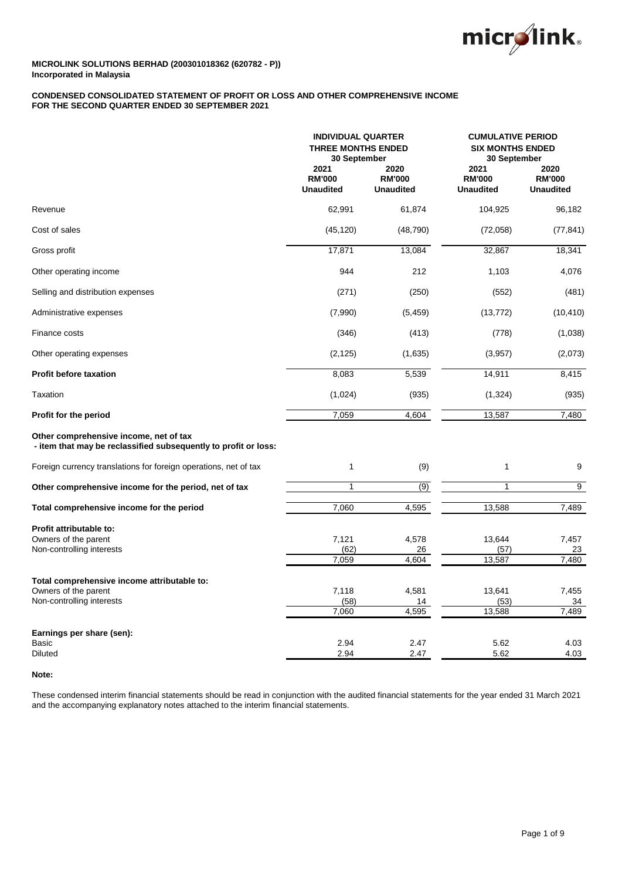**MICROLINK SOLUTIONS BERHAD (200301018362 (620782 - P))**
**Incorporated in Malaysia**

**CONDENSED CONSOLIDATED STATEMENT OF PROFIT OR LOSS AND OTHER COMPREHENSIVE INCOME**
**FOR THE SECOND QUARTER ENDED 30 SEPTEMBER 2021**

| | INDIVIDUAL QUARTER THREE MONTHS ENDED 30 September | | CUMULATIVE PERIOD SIX MONTHS ENDED 30 September | |
|---|---|---|---|---|
| | 2021 RM'000 Unaudited | 2020 RM'000 Unaudited | 2021 RM'000 Unaudited | 2020 RM'000 Unaudited |
| Revenue | 62,991 | 61,874 | 104,925 | 96,182 |
| Cost of sales | (45,120) | (48,790) | (72,058) | (77,841) |
| Gross profit | 17,871 | 13,084 | 32,867 | 18,341 |
| Other operating income | 944 | 212 | 1,103 | 4,076 |
| Selling and distribution expenses | (271) | (250) | (552) | (481) |
| Administrative expenses | (7,990) | (5,459) | (13,772) | (10,410) |
| Finance costs | (346) | (413) | (778) | (1,038) |
| Other operating expenses | (2,125) | (1,635) | (3,957) | (2,073) |
| **Profit before taxation** | 8,083 | 5,539 | 14,911 | 8,415 |
| Taxation | (1,024) | (935) | (1,324) | (935) |
| **Profit for the period** | 7,059 | 4,604 | 13,587 | 7,480 |
| **Other comprehensive income, net of tax** | | | | |
| **- item that may be reclassified subsequently to profit or loss:** | | | | |
| Foreign currency translations for foreign operations, net of tax | 1 | (9) | 1 | 9 |
| **Other comprehensive income for the period, net of tax** | 1 | (9) | 1 | 9 |
| **Total comprehensive income for the period** | 7,060 | 4,595 | 13,588 | 7,489 |
| **Profit attributable to:** | | | | |
| Owners of the parent | 7,121 | 4,578 | 13,644 | 7,457 |
| Non-controlling interests | (62) | 26 | (57) | 23 |
| | 7,059 | 4,604 | 13,587 | 7,480 |
| **Total comprehensive income attributable to:** | | | | |
| Owners of the parent | 7,118 | 4,581 | 13,641 | 7,455 |
| Non-controlling interests | (58) | 14 | (53) | 34 |
| | 7,060 | 4,595 | 13,588 | 7,489 |
| **Earnings per share (sen):** | | | | |
| Basic | 2.94 | 2.47 | 5.62 | 4.03 |
| Diluted | 2.94 | 2.47 | 5.62 | 4.03 |

**Note:**

These condensed interim financial statements should be read in conjunction with the audited financial statements for the year ended 31 March 2021 and the accompanying explanatory notes attached to the interim financial statements.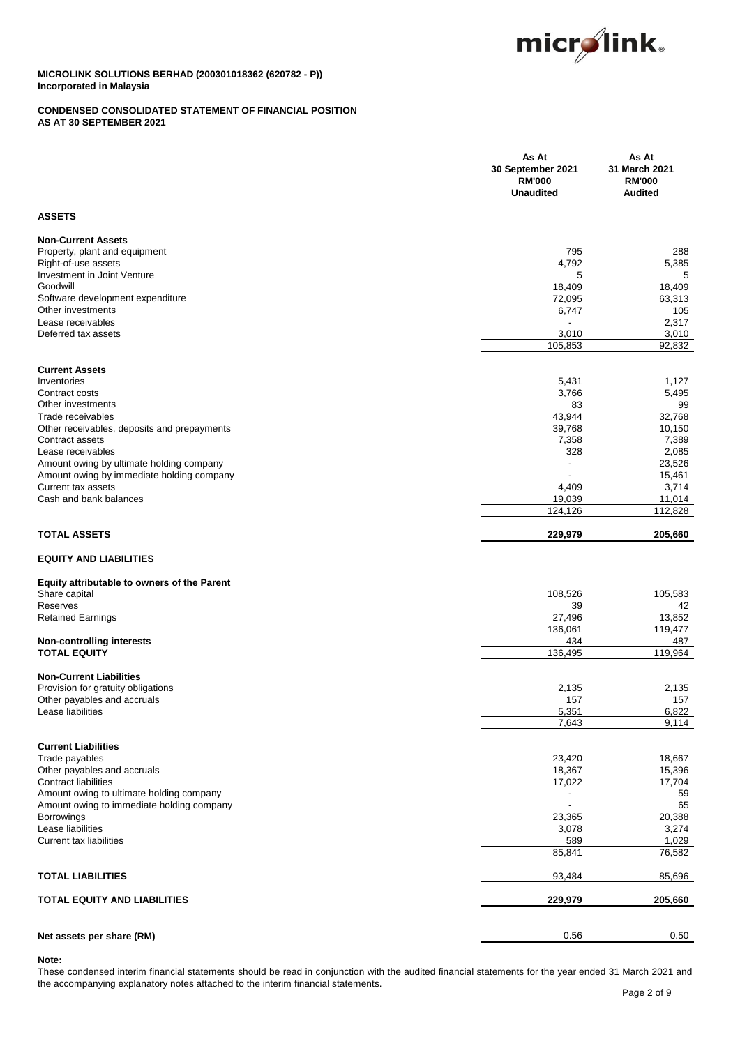**MICROLINK SOLUTIONS BERHAD (200301018362 (620782 - P))**
**Incorporated in Malaysia**

**CONDENSED CONSOLIDATED STATEMENT OF FINANCIAL POSITION**
**AS AT 30 SEPTEMBER 2021**

| | As At 30 September 2021 RM'000 Unaudited | As At 31 March 2021 RM'000 Audited |
|---|---|---|
| **ASSETS** | | |
| **Non-Current Assets** | | |
| Property, plant and equipment | 795 | 288 |
| Right-of-use assets | 4,792 | 5,385 |
| Investment in Joint Venture | 5 | 5 |
| Goodwill | 18,409 | 18,409 |
| Software development expenditure | 72,095 | 63,313 |
| Other investments | 6,747 | 105 |
| Lease receivables | - | 2,317 |
| Deferred tax assets | 3,010 | 3,010 |
| | 105,853 | 92,832 |
| **Current Assets** | | |
| Inventories | 5,431 | 1,127 |
| Contract costs | 3,766 | 5,495 |
| Other investments | 83 | 99 |
| Trade receivables | 43,944 | 32,768 |
| Other receivables, deposits and prepayments | 39,768 | 10,150 |
| Contract assets | 7,358 | 7,389 |
| Lease receivables | 328 | 2,085 |
| Amount owing by ultimate holding company | - | 23,526 |
| Amount owing by immediate holding company | - | 15,461 |
| Current tax assets | 4,409 | 3,714 |
| Cash and bank balances | 19,039 | 11,014 |
| | 124,126 | 112,828 |
| **TOTAL ASSETS** | **229,979** | **205,660** |
| **EQUITY AND LIABILITIES** | | |
| **Equity attributable to owners of the Parent** | | |
| Share capital | 108,526 | 105,583 |
| Reserves | 39 | 42 |
| Retained Earnings | 27,496 | 13,852 |
| | 136,061 | 119,477 |
| **Non-controlling interests** | 434 | 487 |
| **TOTAL EQUITY** | 136,495 | 119,964 |
| **Non-Current Liabilities** | | |
| Provision for gratuity obligations | 2,135 | 2,135 |
| Other payables and accruals | 157 | 157 |
| Lease liabilities | 5,351 | 6,822 |
| | 7,643 | 9,114 |
| **Current Liabilities** | | |
| Trade payables | 23,420 | 18,667 |
| Other payables and accruals | 18,367 | 15,396 |
| Contract liabilities | 17,022 | 17,704 |
| Amount owing to ultimate holding company | - | 59 |
| Amount owing to immediate holding company | - | 65 |
| Borrowings | 23,365 | 20,388 |
| Lease liabilities | 3,078 | 3,274 |
| Current tax liabilities | 589 | 1,029 |
| | 85,841 | 76,582 |
| **TOTAL LIABILITIES** | 93,484 | 85,696 |
| **TOTAL EQUITY AND LIABILITIES** | **229,979** | **205,660** |
| **Net assets per share (RM)** | 0.56 | 0.50 |

**Note:**

These condensed interim financial statements should be read in conjunction with the audited financial statements for the year ended 31 March 2021 and the accompanying explanatory notes attached to the interim financial statements.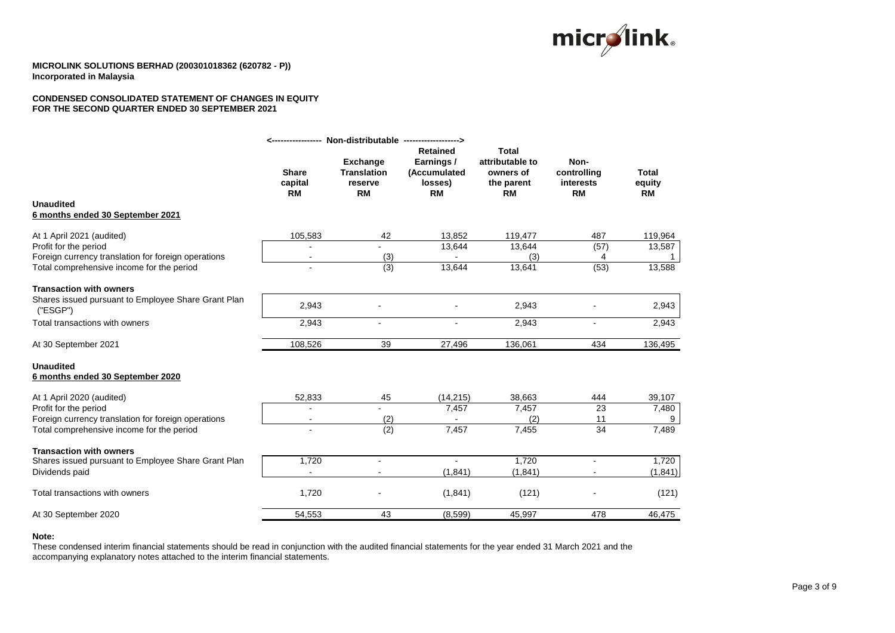**MICROLINK SOLUTIONS BERHAD (200301018362 (620782 - P))**
**Incorporated in Malaysia**

**CONDENSED CONSOLIDATED STATEMENT OF CHANGES IN EQUITY**
**FOR THE SECOND QUARTER ENDED 30 SEPTEMBER 2021**

| | <------- Non-distributable ------- | -------> | | | | |
|---|---|---|---|---|---|---|
| | **Share capital RM** | **Exchange Translation reserve RM** | **Retained Earnings / (Accumulated losses) RM** | **Total attributable to owners of the parent RM** | **Non-controlling interests RM** | **Total equity RM** |
| **Unaudited** | | | | | | |
| **6 months ended 30 September 2021** | | | | | | |
| At 1 April 2021 (audited) | 105,583 | 42 | 13,852 | 119,477 | 487 | 119,964 |
| Profit for the period | - | - | 13,644 | 13,644 | (57) | 13,587 |
| Foreign currency translation for foreign operations | - | (3) | - | (3) | 4 | 1 |
| Total comprehensive income for the period | - | (3) | 13,644 | 13,641 | (53) | 13,588 |
| **Transaction with owners** | | | | | | |
| Shares issued pursuant to Employee Share Grant Plan ("ESGP") | 2,943 | - | - | 2,943 | - | 2,943 |
| Total transactions with owners | 2,943 | - | - | 2,943 | - | 2,943 |
| At 30 September 2021 | 108,526 | 39 | 27,496 | 136,061 | 434 | 136,495 |
| **Unaudited** | | | | | | |
| **6 months ended 30 September 2020** | | | | | | |
| At 1 April 2020 (audited) | 52,833 | 45 | (14,215) | 38,663 | 444 | 39,107 |
| Profit for the period | - | - | 7,457 | 7,457 | 23 | 7,480 |
| Foreign currency translation for foreign operations | - | (2) | - | (2) | 11 | 9 |
| Total comprehensive income for the period | - | (2) | 7,457 | 7,455 | 34 | 7,489 |
| **Transaction with owners** | | | | | | |
| Shares issued pursuant to Employee Share Grant Plan | 1,720 | - | - | 1,720 | - | 1,720 |
| Dividends paid | - | - | (1,841) | (1,841) | - | (1,841) |
| Total transactions with owners | 1,720 | - | (1,841) | (121) | - | (121) |
| At 30 September 2020 | 54,553 | 43 | (8,599) | 45,997 | 478 | 46,475 |

**Note:**
These condensed interim financial statements should be read in conjunction with the audited financial statements for the year ended 31 March 2021 and the accompanying explanatory notes attached to the interim financial statements.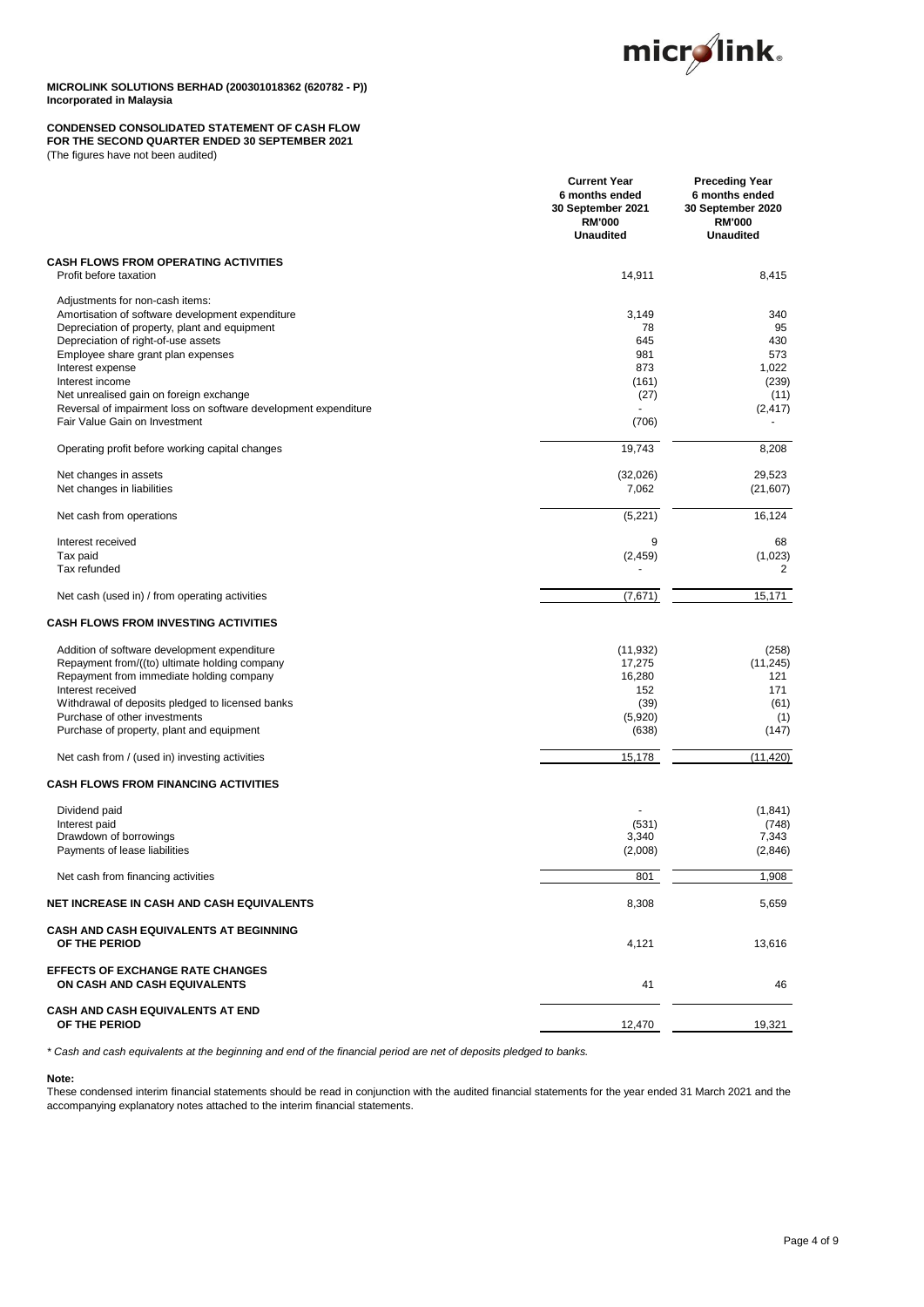**MICROLINK SOLUTIONS BERHAD (200301018362 (620782 - P))**
**Incorporated in Malaysia**

**CONDENSED CONSOLIDATED STATEMENT OF CASH FLOW**
**FOR THE SECOND QUARTER ENDED 30 SEPTEMBER 2021**
(The figures have not been audited)

| | Current Year 6 months ended 30 September 2021 RM'000 Unaudited | Preceding Year 6 months ended 30 September 2020 RM'000 Unaudited |
|---|---|---|
| **CASH FLOWS FROM OPERATING ACTIVITIES** | | |
| Profit before taxation | 14,911 | 8,415 |
| Adjustments for non-cash items: | | |
| Amortisation of software development expenditure | 3,149 | 340 |
| Depreciation of property, plant and equipment | 78 | 95 |
| Depreciation of right-of-use assets | 645 | 430 |
| Employee share grant plan expenses | 981 | 573 |
| Interest expense | 873 | 1,022 |
| Interest income | (161) | (239) |
| Net unrealised gain on foreign exchange | (27) | (11) |
| Reversal of impairment loss on software development expenditure | - | (2,417) |
| Fair Value Gain on Investment | (706) | - |
| Operating profit before working capital changes | 19,743 | 8,208 |
| Net changes in assets | (32,026) | 29,523 |
| Net changes in liabilities | 7,062 | (21,607) |
| Net cash from operations | (5,221) | 16,124 |
| Interest received | 9 | 68 |
| Tax paid | (2,459) | (1,023) |
| Tax refunded | - | 2 |
| Net cash (used in) / from operating activities | (7,671) | 15,171 |
| **CASH FLOWS FROM INVESTING ACTIVITIES** | | |
| Addition of software development expenditure | (11,932) | (258) |
| Repayment from/((to) ultimate holding company | 17,275 | (11,245) |
| Repayment from immediate holding company | 16,280 | 121 |
| Interest received | 152 | 171 |
| Withdrawal of deposits pledged to licensed banks | (39) | (61) |
| Purchase of other investments | (5,920) | (1) |
| Purchase of property, plant and equipment | (638) | (147) |
| Net cash from / (used in) investing activities | 15,178 | (11,420) |
| **CASH FLOWS FROM FINANCING ACTIVITIES** | | |
| Dividend paid | - | (1,841) |
| Interest paid | (531) | (748) |
| Drawdown of borrowings | 3,340 | 7,343 |
| Payments of lease liabilities | (2,008) | (2,846) |
| Net cash from financing activities | 801 | 1,908 |
| **NET INCREASE IN CASH AND CASH EQUIVALENTS** | 8,308 | 5,659 |
| **CASH AND CASH EQUIVALENTS AT BEGINNING OF THE PERIOD** | 4,121 | 13,616 |
| **EFFECTS OF EXCHANGE RATE CHANGES ON CASH AND CASH EQUIVALENTS** | 41 | 46 |
| **CASH AND CASH EQUIVALENTS AT END OF THE PERIOD** | 12,470 | 19,321 |

*\* Cash and cash equivalents at the beginning and end of the financial period are net of deposits pledged to banks.*

**Note:**
These condensed interim financial statements should be read in conjunction with the audited financial statements for the year ended 31 March 2021 and the accompanying explanatory notes attached to the interim financial statements.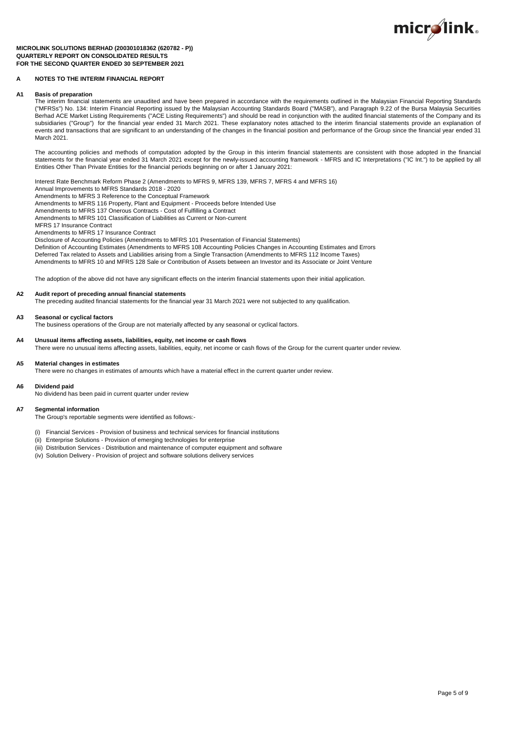**MICROLINK SOLUTIONS BERHAD (200301018362 (620782 - P))**
**QUARTERLY REPORT ON CONSOLIDATED RESULTS**
**FOR THE SECOND QUARTER ENDED 30 SEPTEMBER 2021**

## A NOTES TO THE INTERIM FINANCIAL REPORT

### A1 Basis of preparation

The interim financial statements are unaudited and have been prepared in accordance with the requirements outlined in the Malaysian Financial Reporting Standards ("MFRSs") No. 134: Interim Financial Reporting issued by the Malaysian Accounting Standards Board ("MASB"), and Paragraph 9.22 of the Bursa Malaysia Securities Berhad ACE Market Listing Requirements ("ACE Listing Requirements") and should be read in conjunction with the audited financial statements of the Company and its subsidiaries ("Group") for the financial year ended 31 March 2021. These explanatory notes attached to the interim financial statements provide an explanation of events and transactions that are significant to an understanding of the changes in the financial position and performance of the Group since the financial year ended 31 March 2021.

The accounting policies and methods of computation adopted by the Group in this interim financial statements are consistent with those adopted in the financial statements for the financial year ended 31 March 2021 except for the newly-issued accounting framework - MFRS and IC Interpretations ("IC Int.") to be applied by all Entities Other Than Private Entities for the financial periods beginning on or after 1 January 2021:

Interest Rate Benchmark Reform Phase 2 (Amendments to MFRS 9, MFRS 139, MFRS 7, MFRS 4 and MFRS 16)
Annual Improvements to MFRS Standards 2018 - 2020
Amendments to MFRS 3 Reference to the Conceptual Framework
Amendments to MFRS 116 Property, Plant and Equipment - Proceeds before Intended Use
Amendments to MFRS 137 Onerous Contracts - Cost of Fulfilling a Contract
Amendments to MFRS 101 Classification of Liabilities as Current or Non-current
MFRS 17 Insurance Contract
Amendments to MFRS 17 Insurance Contract
Disclosure of Accounting Policies (Amendments to MFRS 101 Presentation of Financial Statements)
Definition of Accounting Estimates (Amendments to MFRS 108 Accounting Policies Changes in Accounting Estimates and Errors
Deferred Tax related to Assets and Liabilities arising from a Single Transaction (Amendments to MFRS 112 Income Taxes)
Amendments to MFRS 10 and MFRS 128 Sale or Contribution of Assets between an Investor and its Associate or Joint Venture

The adoption of the above did not have any significant effects on the interim financial statements upon their initial application.

### A2 Audit report of preceding annual financial statements

The preceding audited financial statements for the financial year 31 March 2021 were not subjected to any qualification.

### A3 Seasonal or cyclical factors

The business operations of the Group are not materially affected by any seasonal or cyclical factors.

### A4 Unusual items affecting assets, liabilities, equity, net income or cash flows

There were no unusual items affecting assets, liabilities, equity, net income or cash flows of the Group for the current quarter under review.

### A5 Material changes in estimates

There were no changes in estimates of amounts which have a material effect in the current quarter under review.

### A6 Dividend paid

No dividend has been paid in current quarter under review

### A7 Segmental information

The Group's reportable segments were identified as follows:-

(i) Financial Services - Provision of business and technical services for financial institutions
(ii) Enterprise Solutions - Provision of emerging technologies for enterprise
(iii) Distribution Services - Distribution and maintenance of computer equipment and software
(iv) Solution Delivery - Provision of project and software solutions delivery services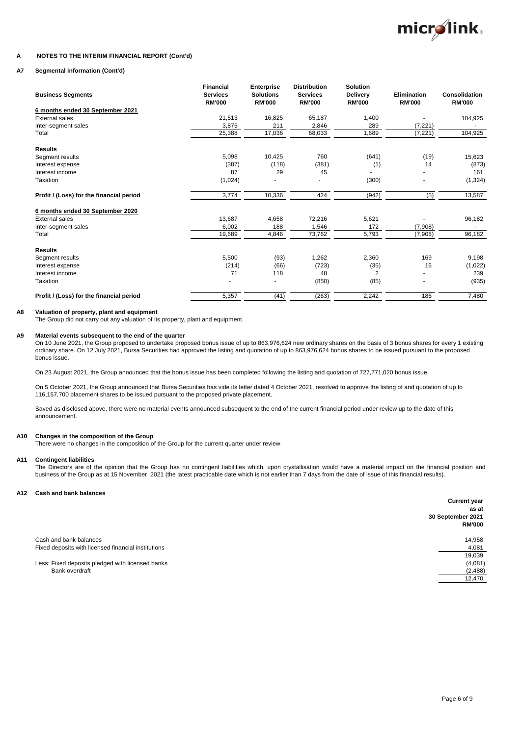## A NOTES TO THE INTERIM FINANCIAL REPORT (Cont'd)

### A7 Segmental information (Cont'd)

| Business Segments | Financial Services RM'000 | Enterprise Solutions RM'000 | Distribution Services RM'000 | Solution Delivery RM'000 | Elimination RM'000 | Consolidation RM'000 |
|---|---|---|---|---|---|---|
| **6 months ended 30 September 2021** | | | | | | |
| External sales | 21,513 | 16,825 | 65,187 | 1,400 | - | 104,925 |
| Inter-segment sales | 3,875 | 211 | 2,846 | 289 | (7,221) | - |
| Total | 25,388 | 17,036 | 68,033 | 1,689 | (7,221) | 104,925 |
| **Results** | | | | | | |
| Segment results | 5,098 | 10,425 | 760 | (641) | (19) | 15,623 |
| Interest expense | (387) | (118) | (381) | (1) | 14 | (873) |
| Interest income | 87 | 29 | 45 | - | - | 161 |
| Taxation | (1,024) | - | - | (300) | - | (1,324) |
| **Profit / (Loss) for the financial period** | 3,774 | 10,336 | 424 | (942) | (5) | 13,587 |
| **6 months ended 30 September 2020** | | | | | | |
| External sales | 13,687 | 4,658 | 72,216 | 5,621 | - | 96,182 |
| Inter-segment sales | 6,002 | 188 | 1,546 | 172 | (7,908) | - |
| Total | 19,689 | 4,846 | 73,762 | 5,793 | (7,908) | 96,182 |
| **Results** | | | | | | |
| Segment results | 5,500 | (93) | 1,262 | 2,360 | 169 | 9,198 |
| Interest expense | (214) | (66) | (723) | (35) | 16 | (1,022) |
| Interest income | 71 | 118 | 48 | 2 | - | 239 |
| Taxation | - | - | (850) | (85) | - | (935) |
| **Profit / (Loss) for the financial period** | 5,357 | (41) | (263) | 2,242 | 185 | 7,480 |

### A8 Valuation of property, plant and equipment

The Group did not carry out any valuation of its property, plant and equipment.

### A9 Material events subsequent to the end of the quarter

On 10 June 2021, the Group proposed to undertake proposed bonus issue of up to 863,976,624 new ordinary shares on the basis of 3 bonus shares for every 1 existing ordinary share. On 12 July 2021, Bursa Securities had approved the listing and quotation of up to 863,976,624 bonus shares to be issued pursuant to the proposed bonus issue.

On 23 August 2021, the Group announced that the bonus issue has been completed following the listing and quotation of 727,771,020 bonus issue.

On 5 October 2021, the Group announced that Bursa Securities has vide its letter dated 4 October 2021, resolved to approve the listing of and quotation of up to 116,157,700 placement shares to be issued pursuant to the proposed private placement.

Saved as disclosed above, there were no material events announced subsequent to the end of the current financial period under review up to the date of this announcement.

### A10 Changes in the composition of the Group

There were no changes in the composition of the Group for the current quarter under review.

### A11 Contingent liabilities

The Directors are of the opinion that the Group has no contingent liabilities which, upon crystallisation would have a material impact on the financial position and business of the Group as at 15 November 2021 (the latest practicable date which is not earlier than 7 days from the date of issue of this financial results).

### A12 Cash and bank balances

| | Current year as at 30 September 2021 RM'000 |
|---|---|
| Cash and bank balances | 14,958 |
| Fixed deposits with licensed financial institutions | 4,081 |
| | 19,039 |
| Less: Fixed deposits pledged with licensed banks | (4,081) |
| Bank overdraft | (2,488) |
| | 12,470 |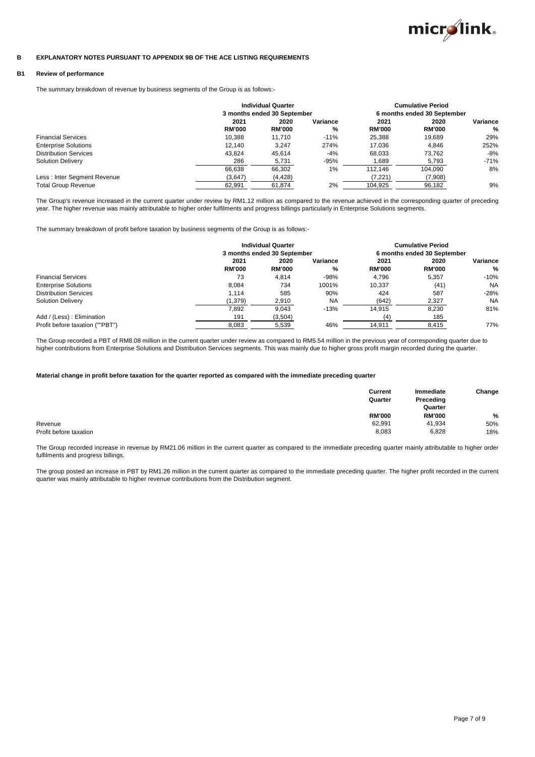## B EXPLANATORY NOTES PURSUANT TO APPENDIX 9B OF THE ACE LISTING REQUIREMENTS

### B1 Review of performance

The summary breakdown of revenue by business segments of the Group is as follows:-

| | Individual Quarter | | | Cumulative Period | | |
|---|---|---|---|---|---|---|
| | 3 months ended 30 September | | | 6 months ended 30 September | | |
| | 2021 | 2020 | Variance | 2021 | 2020 | Variance |
| | RM'000 | RM'000 | % | RM'000 | RM'000 | % |
| Financial Services | 10,388 | 11,710 | -11% | 25,388 | 19,689 | 29% |
| Enterprise Solutions | 12,140 | 3,247 | 274% | 17,036 | 4,846 | 252% |
| Distribution Services | 43,824 | 45,614 | -4% | 68,033 | 73,762 | -8% |
| Solution Delivery | 286 | 5,731 | -95% | 1,689 | 5,793 | -71% |
| | 66,638 | 66,302 | 1% | 112,146 | 104,090 | 8% |
| Less : Inter Segment Revenue | (3,647) | (4,428) | | (7,221) | (7,908) | |
| Total Group Revenue | 62,991 | 61,874 | 2% | 104,925 | 96,182 | 9% |

The Group's revenue increased in the current quarter under review by RM1.12 million as compared to the revenue achieved in the corresponding quarter of preceding year. The higher revenue was mainly attributable to higher order fulfilments and progress billings particularly in Enterprise Solutions segments.

The summary breakdown of profit before taxation by business segments of the Group is as follows:-

| | Individual Quarter | | | Cumulative Period | | |
|---|---|---|---|---|---|---|
| | 3 months ended 30 September | | | 6 months ended 30 September | | |
| | 2021 | 2020 | Variance | 2021 | 2020 | Variance |
| | RM'000 | RM'000 | % | RM'000 | RM'000 | % |
| Financial Services | 73 | 4,814 | -98% | 4,796 | 5,357 | -10% |
| Enterprise Solutions | 8,084 | 734 | 1001% | 10,337 | (41) | NA |
| Distribution Services | 1,114 | 585 | 90% | 424 | 587 | -28% |
| Solution Delivery | (1,379) | 2,910 | NA | (642) | 2,327 | NA |
| | 7,892 | 9,043 | -13% | 14,915 | 8,230 | 81% |
| Add / (Less) : Elimination | 191 | (3,504) | | (4) | 185 | |
| Profit before taxation (""PBT") | 8,083 | 5,539 | 46% | 14,911 | 8,415 | 77% |

The Group recorded a PBT of RM8.08 million in the current quarter under review as compared to RM5.54 million in the previous year of corresponding quarter due to higher contributions from Enterprise Solutions and Distribution Services segments. This was mainly due to higher gross profit margin recorded during the quarter.

**Material change in profit before taxation for the quarter reported as compared with the immediate preceding quarter**

| | Current Quarter | Immediate Preceding Quarter | Change |
|---|---|---|---|
| | RM'000 | RM'000 | % |
| Revenue | 62,991 | 41,934 | 50% |
| Profit before taxation | 8,083 | 6,828 | 18% |

The Group recorded increase in revenue by RM21.06 million in the current quarter as compared to the immediate preceding quarter mainly attributable to higher order fulfilments and progress billings.

The group posted an increase in PBT by RM1.26 million in the current quarter as compared to the immediate preceding quarter. The higher profit recorded in the current quarter was mainly attributable to higher revenue contributions from the Distribution segment.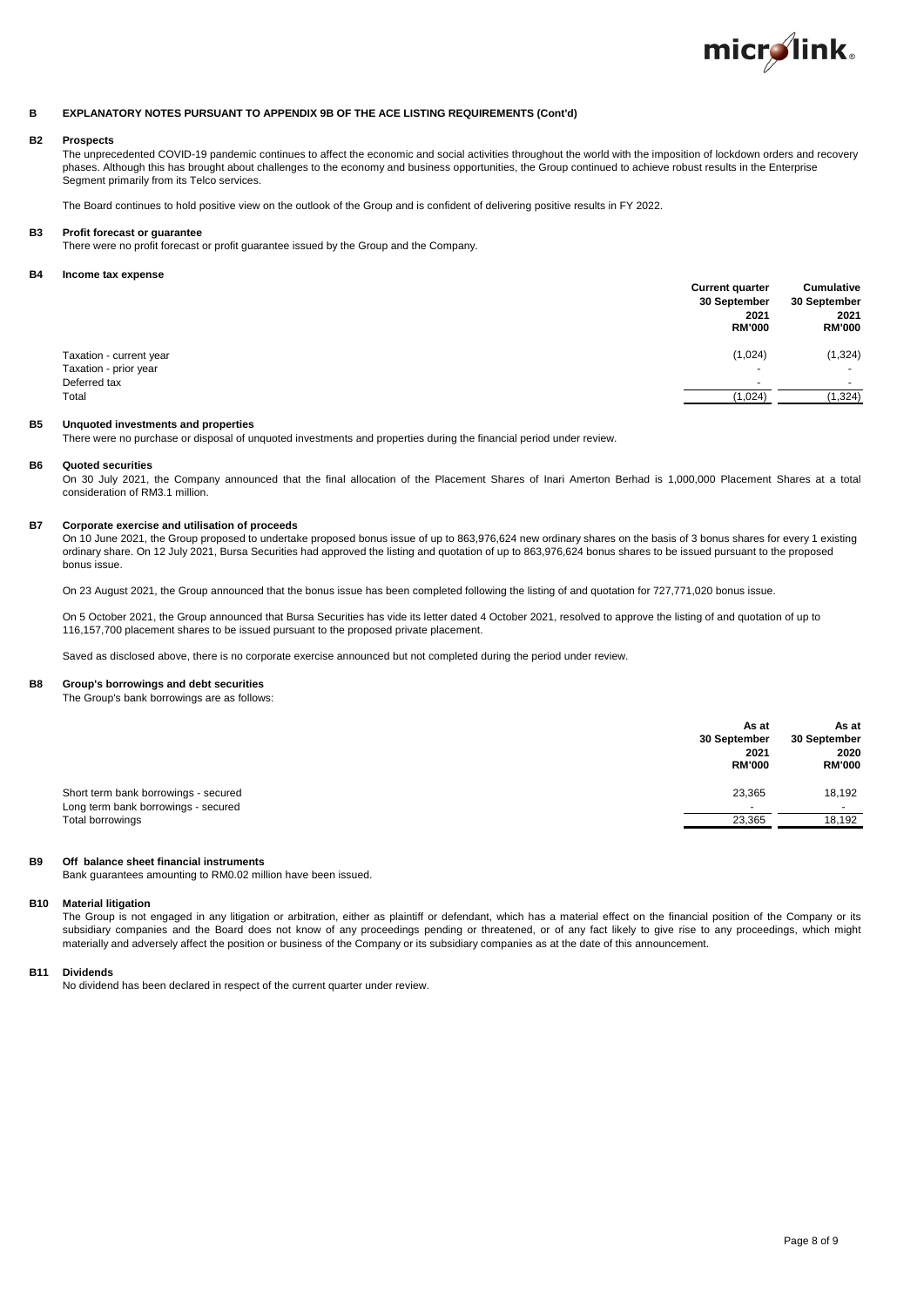## B EXPLANATORY NOTES PURSUANT TO APPENDIX 9B OF THE ACE LISTING REQUIREMENTS (Cont'd)

### B2 Prospects

The unprecedented COVID-19 pandemic continues to affect the economic and social activities throughout the world with the imposition of lockdown orders and recovery phases. Although this has brought about challenges to the economy and business opportunities, the Group continued to achieve robust results in the Enterprise Segment primarily from its Telco services.

The Board continues to hold positive view on the outlook of the Group and is confident of delivering positive results in FY 2022.

### B3 Profit forecast or guarantee

There were no profit forecast or profit guarantee issued by the Group and the Company.

### B4 Income tax expense

| | Current quarter 30 September 2021 RM'000 | Cumulative 30 September 2021 RM'000 |
|---|---|---|
| Taxation - current year | (1,024) | (1,324) |
| Taxation - prior year | - | - |
| Deferred tax | - | - |
| Total | (1,024) | (1,324) |

### B5 Unquoted investments and properties

There were no purchase or disposal of unquoted investments and properties during the financial period under review.

### B6 Quoted securities

On 30 July 2021, the Company announced that the final allocation of the Placement Shares of Inari Amerton Berhad is 1,000,000 Placement Shares at a total consideration of RM3.1 million.

### B7 Corporate exercise and utilisation of proceeds

On 10 June 2021, the Group proposed to undertake proposed bonus issue of up to 863,976,624 new ordinary shares on the basis of 3 bonus shares for every 1 existing ordinary share. On 12 July 2021, Bursa Securities had approved the listing and quotation of up to 863,976,624 bonus shares to be issued pursuant to the proposed bonus issue.

On 23 August 2021, the Group announced that the bonus issue has been completed following the listing of and quotation for 727,771,020 bonus issue.

On 5 October 2021, the Group announced that Bursa Securities has vide its letter dated 4 October 2021, resolved to approve the listing of and quotation of up to 116,157,700 placement shares to be issued pursuant to the proposed private placement.

Saved as disclosed above, there is no corporate exercise announced but not completed during the period under review.

### B8 Group's borrowings and debt securities

The Group's bank borrowings are as follows:

| | As at 30 September 2021 RM'000 | As at 30 September 2020 RM'000 |
|---|---|---|
| Short term bank borrowings - secured | 23,365 | 18,192 |
| Long term bank borrowings - secured | - | - |
| Total borrowings | 23,365 | 18,192 |

### B9 Off balance sheet financial instruments

Bank guarantees amounting to RM0.02 million have been issued.

### B10 Material litigation

The Group is not engaged in any litigation or arbitration, either as plaintiff or defendant, which has a material effect on the financial position of the Company or its subsidiary companies and the Board does not know of any proceedings pending or threatened, or of any fact likely to give rise to any proceedings, which might materially and adversely affect the position or business of the Company or its subsidiary companies as at the date of this announcement.

### B11 Dividends

No dividend has been declared in respect of the current quarter under review.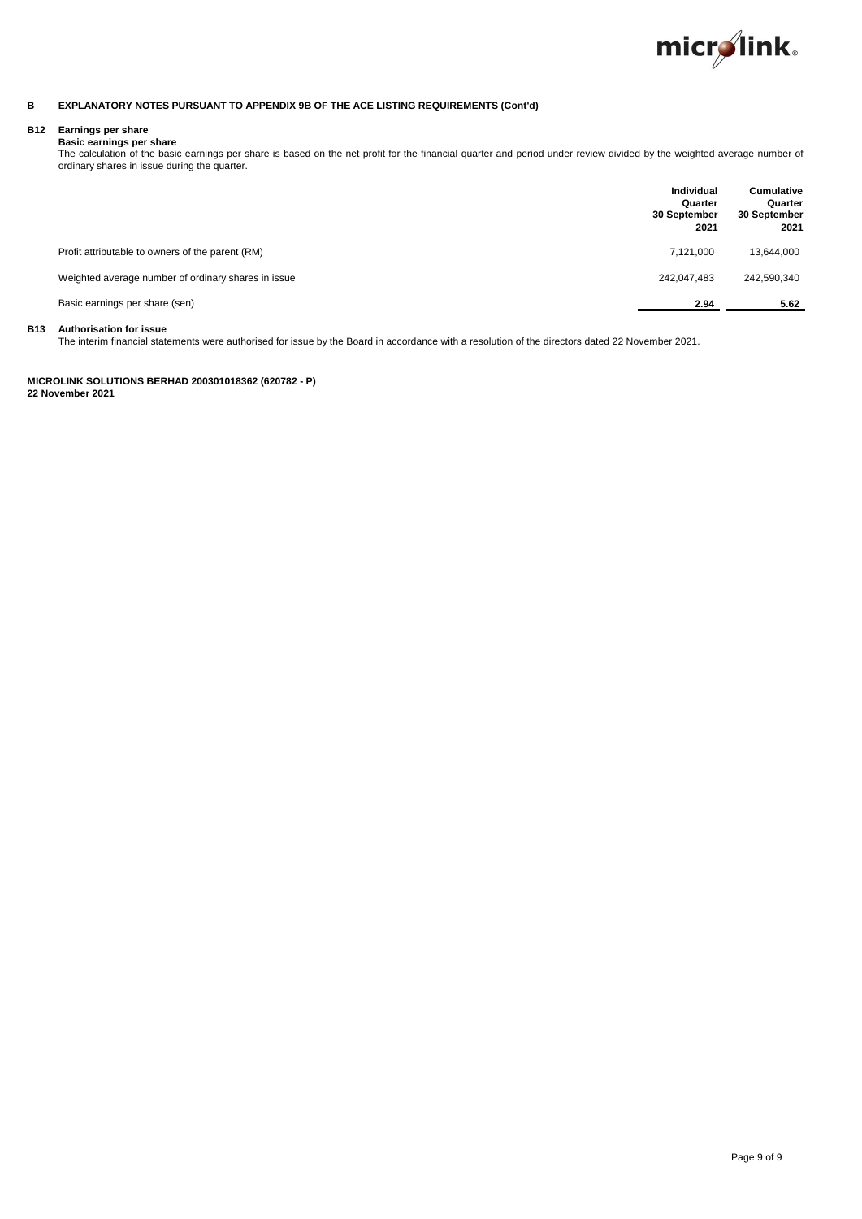## B EXPLANATORY NOTES PURSUANT TO APPENDIX 9B OF THE ACE LISTING REQUIREMENTS (Cont'd)

### B12 Earnings per share

**Basic earnings per share**

The calculation of the basic earnings per share is based on the net profit for the financial quarter and period under review divided by the weighted average number of ordinary shares in issue during the quarter.

| | Individual Quarter 30 September 2021 | Cumulative Quarter 30 September 2021 |
|---|---|---|
| Profit attributable to owners of the parent (RM) | 7,121,000 | 13,644,000 |
| Weighted average number of ordinary shares in issue | 242,047,483 | 242,590,340 |
| Basic earnings per share (sen) | **2.94** | **5.62** |

### B13 Authorisation for issue

The interim financial statements were authorised for issue by the Board in accordance with a resolution of the directors dated 22 November 2021.

**MICROLINK SOLUTIONS BERHAD 200301018362 (620782 - P)**
**22 November 2021**